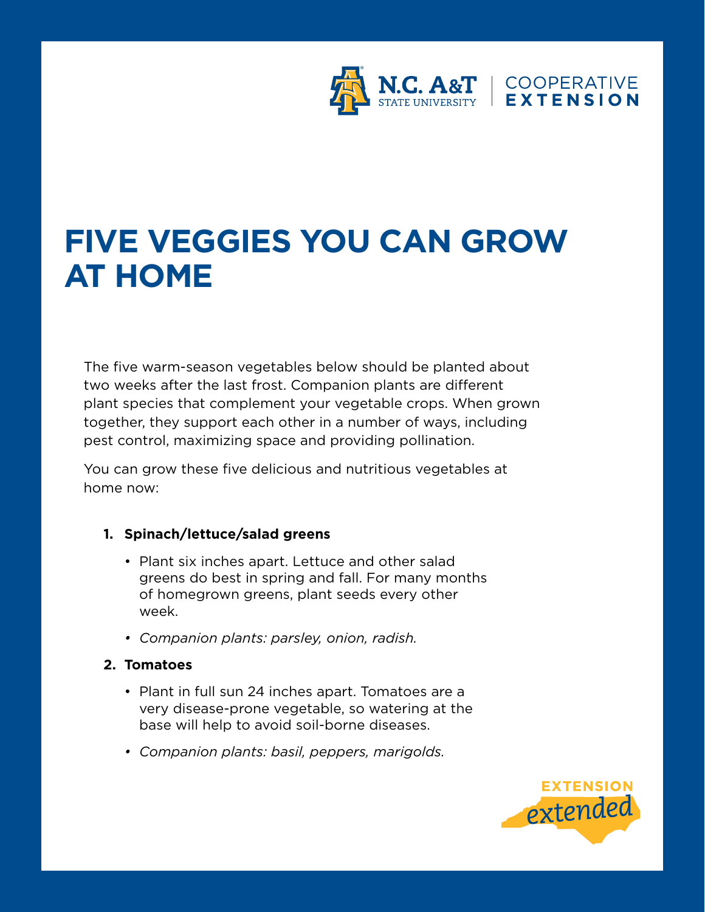N.C. A&T STATE UNIVERSITY | COOPERATIVE EXTENSION

# FIVE VEGGIES YOU CAN GROW AT HOME

The five warm-season vegetables below should be planted about two weeks after the last frost. Companion plants are different plant species that complement your vegetable crops. When grown together, they support each other in a number of ways, including pest control, maximizing space and providing pollination.

You can grow these five delicious and nutritious vegetables at home now:

1. **Spinach/lettuce/salad greens**
   - Plant six inches apart. Lettuce and other salad greens do best in spring and fall. For many months of homegrown greens, plant seeds every other week.
   - *Companion plants: parsley, onion, radish.*

2. **Tomatoes**
   - Plant in full sun 24 inches apart. Tomatoes are a very disease-prone vegetable, so watering at the base will help to avoid soil-borne diseases.
   - *Companion plants: basil, peppers, marigolds.*

EXTENSION *extended*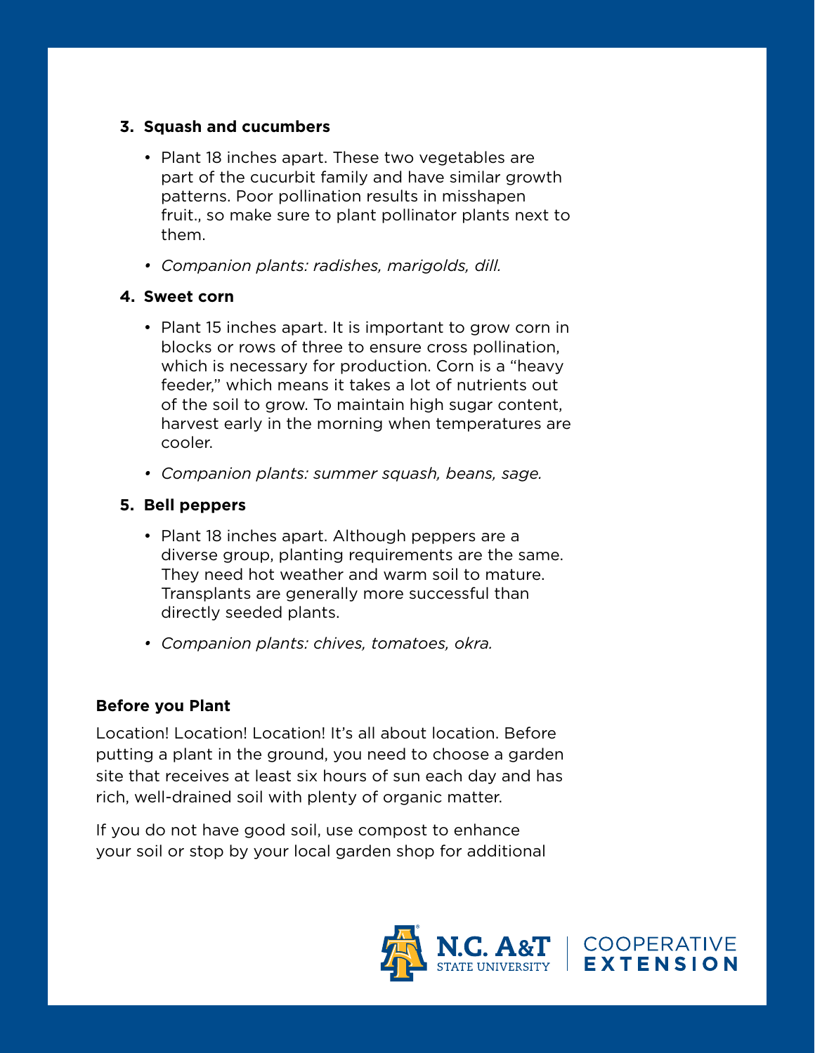3. **Squash and cucumbers**

   - Plant 18 inches apart. These two vegetables are part of the cucurbit family and have similar growth patterns. Poor pollination results in misshapen fruit., so make sure to plant pollinator plants next to them.
   - *Companion plants: radishes, marigolds, dill.*

4. **Sweet corn**

   - Plant 15 inches apart. It is important to grow corn in blocks or rows of three to ensure cross pollination, which is necessary for production. Corn is a "heavy feeder," which means it takes a lot of nutrients out of the soil to grow. To maintain high sugar content, harvest early in the morning when temperatures are cooler.
   - *Companion plants: summer squash, beans, sage.*

5. **Bell peppers**

   - Plant 18 inches apart. Although peppers are a diverse group, planting requirements are the same. They need hot weather and warm soil to mature. Transplants are generally more successful than directly seeded plants.
   - *Companion plants: chives, tomatoes, okra.*

**Before you Plant**

Location! Location! Location! It's all about location. Before putting a plant in the ground, you need to choose a garden site that receives at least six hours of sun each day and has rich, well-drained soil with plenty of organic matter.

If you do not have good soil, use compost to enhance your soil or stop by your local garden shop for additional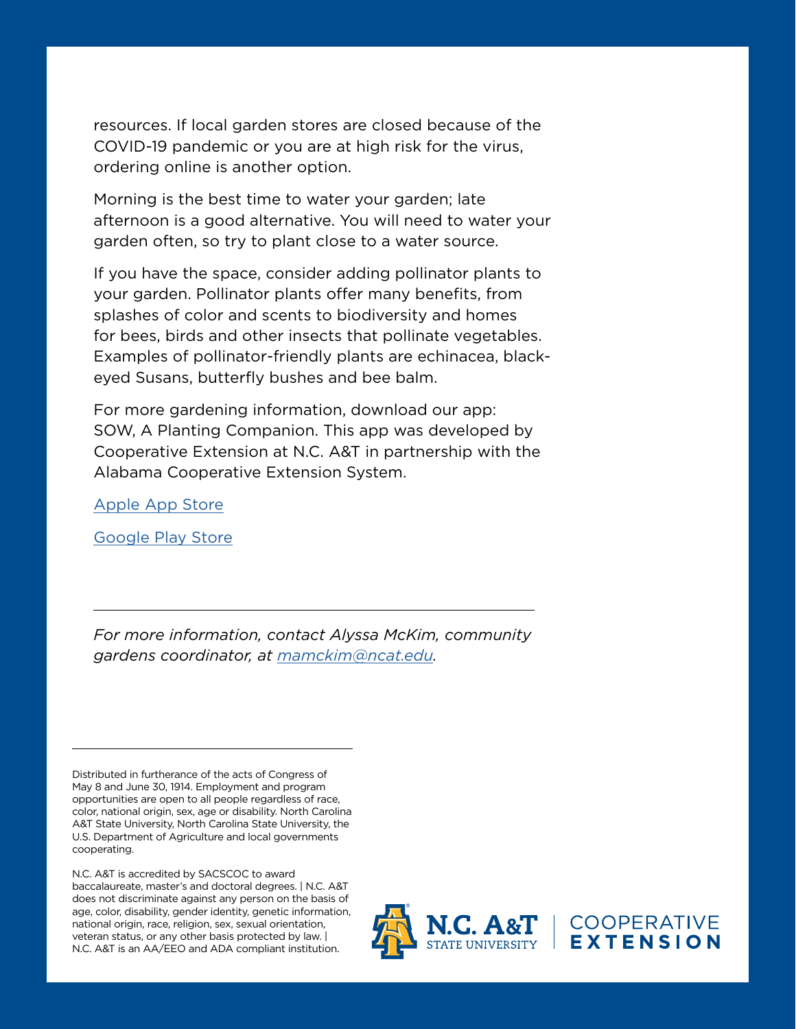resources. If local garden stores are closed because of the COVID-19 pandemic or you are at high risk for the virus, ordering online is another option.

Morning is the best time to water your garden; late afternoon is a good alternative. You will need to water your garden often, so try to plant close to a water source.

If you have the space, consider adding pollinator plants to your garden. Pollinator plants offer many benefits, from splashes of color and scents to biodiversity and homes for bees, birds and other insects that pollinate vegetables. Examples of pollinator-friendly plants are echinacea, black-eyed Susans, butterfly bushes and bee balm.

For more gardening information, download our app: SOW, A Planting Companion. This app was developed by Cooperative Extension at N.C. A&T in partnership with the Alabama Cooperative Extension System.

Apple App Store

Google Play Store

---

*For more information, contact Alyssa McKim, community gardens coordinator, at mamckim@ncat.edu.*

---

Distributed in furtherance of the acts of Congress of May 8 and June 30, 1914. Employment and program opportunities are open to all people regardless of race, color, national origin, sex, age or disability. North Carolina A&T State University, North Carolina State University, the U.S. Department of Agriculture and local governments cooperating.

N.C. A&T is accredited by SACSCOC to award baccalaureate, master's and doctoral degrees. | N.C. A&T does not discriminate against any person on the basis of age, color, disability, gender identity, genetic information, national origin, race, religion, sex, sexual orientation, veteran status, or any other basis protected by law. | N.C. A&T is an AA/EEO and ADA compliant institution.

N.C. A&T STATE UNIVERSITY | COOPERATIVE EXTENSION